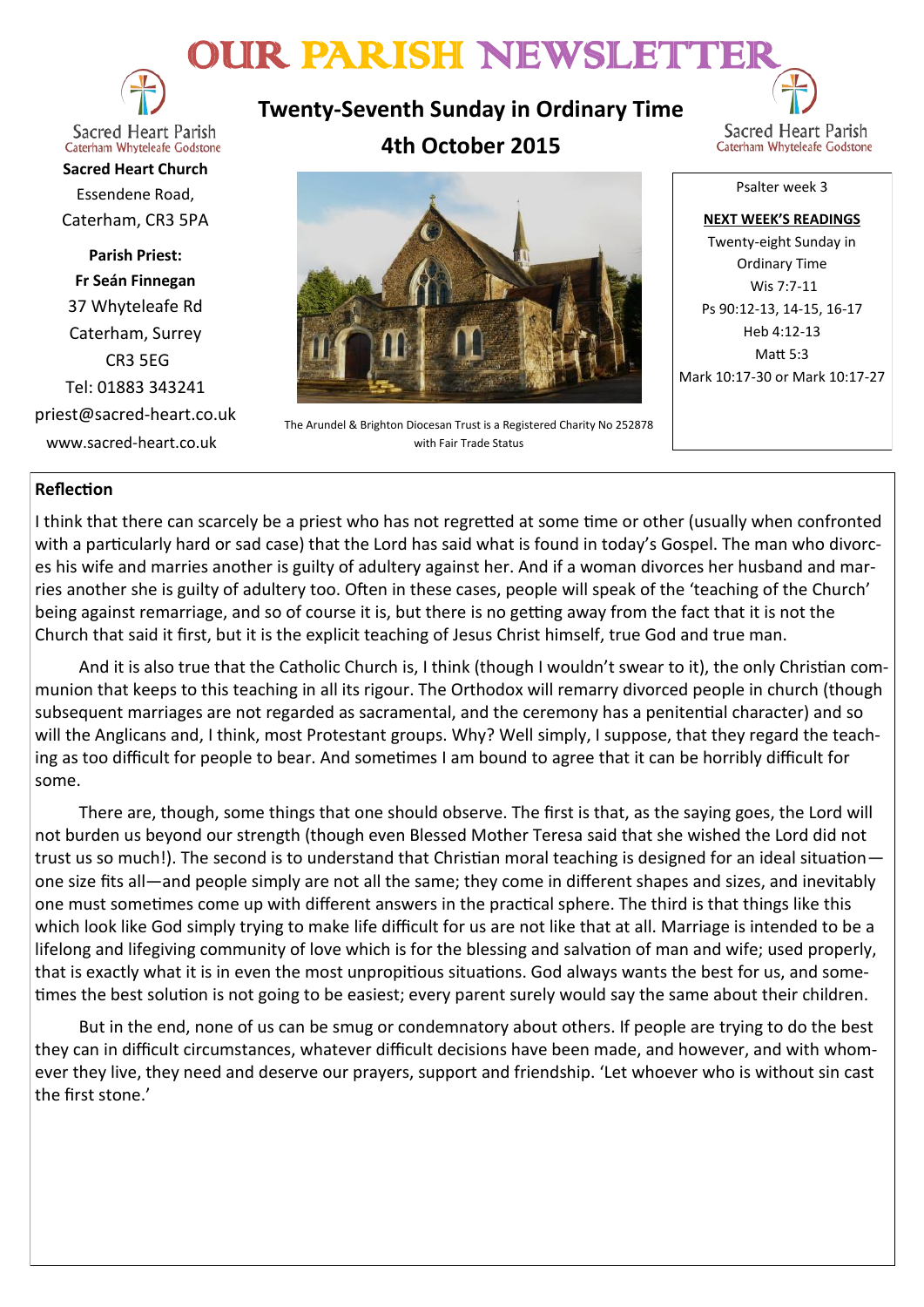# OUR PARISH NEWSLETTER

Sacred Heart Parish
Caterham Whyteleafe Godstone

**Sacred Heart Church**
Essendene Road,
Caterham, CR3 5PA

**Parish Priest:**
**Fr Seán Finnegan**
37 Whyteleafe Rd
Caterham, Surrey
CR3 5EG
Tel: 01883 343241
priest@sacred-heart.co.uk
www.sacred-heart.co.uk

## Twenty-Seventh Sunday in Ordinary Time
## 4th October 2015

The Arundel & Brighton Diocesan Trust is a Registered Charity No 252878 with Fair Trade Status

Sacred Heart Parish
Caterham Whyteleafe Godstone

Psalter week 3

**NEXT WEEK'S READINGS**
Twenty-eight Sunday in Ordinary Time
Wis 7:7-11
Ps 90:12-13, 14-15, 16-17
Heb 4:12-13
Matt 5:3
Mark 10:17-30 or Mark 10:17-27

### Reflection

I think that there can scarcely be a priest who has not regretted at some time or other (usually when confronted with a particularly hard or sad case) that the Lord has said what is found in today's Gospel. The man who divorces his wife and marries another is guilty of adultery against her. And if a woman divorces her husband and marries another she is guilty of adultery too. Often in these cases, people will speak of the 'teaching of the Church' being against remarriage, and so of course it is, but there is no getting away from the fact that it is not the Church that said it first, but it is the explicit teaching of Jesus Christ himself, true God and true man.

And it is also true that the Catholic Church is, I think (though I wouldn't swear to it), the only Christian communion that keeps to this teaching in all its rigour. The Orthodox will remarry divorced people in church (though subsequent marriages are not regarded as sacramental, and the ceremony has a penitential character) and so will the Anglicans and, I think, most Protestant groups. Why? Well simply, I suppose, that they regard the teaching as too difficult for people to bear. And sometimes I am bound to agree that it can be horribly difficult for some.

There are, though, some things that one should observe. The first is that, as the saying goes, the Lord will not burden us beyond our strength (though even Blessed Mother Teresa said that she wished the Lord did not trust us so much!). The second is to understand that Christian moral teaching is designed for an ideal situation—one size fits all—and people simply are not all the same; they come in different shapes and sizes, and inevitably one must sometimes come up with different answers in the practical sphere. The third is that things like this which look like God simply trying to make life difficult for us are not like that at all. Marriage is intended to be a lifelong and lifegiving community of love which is for the blessing and salvation of man and wife; used properly, that is exactly what it is in even the most unpropitious situations. God always wants the best for us, and sometimes the best solution is not going to be easiest; every parent surely would say the same about their children.

But in the end, none of us can be smug or condemnatory about others. If people are trying to do the best they can in difficult circumstances, whatever difficult decisions have been made, and however, and with whomever they live, they need and deserve our prayers, support and friendship. 'Let whoever who is without sin cast the first stone.'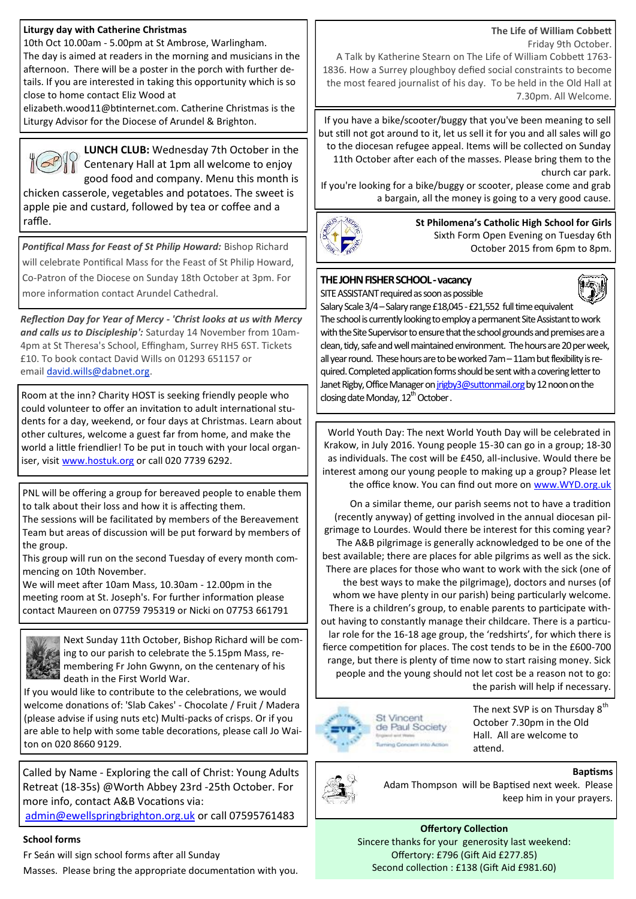**Liturgy day with Catherine Christmas**

10th Oct 10.00am - 5.00pm at St Ambrose, Warlingham.

The day is aimed at readers in the morning and musicians in the afternoon. There will be a poster in the porch with further details. If you are interested in taking this opportunity which is so close to home contact Eliz Wood at elizabeth.wood11@btinternet.com. Catherine Christmas is the Liturgy Advisor for the Diocese of Arundel & Brighton.

**LUNCH CLUB:** Wednesday 7th October in the Centenary Hall at 1pm all welcome to enjoy good food and company. Menu this month is chicken casserole, vegetables and potatoes. The sweet is apple pie and custard, followed by tea or coffee and a raffle.

***Pontifical Mass for Feast of St Philip Howard:*** Bishop Richard will celebrate Pontifical Mass for the Feast of St Philip Howard, Co-Patron of the Diocese on Sunday 18th October at 3pm. For more information contact Arundel Cathedral.

***Reflection Day for Year of Mercy - 'Christ looks at us with Mercy and calls us to Discipleship':*** Saturday 14 November from 10am-4pm at St Theresa's School, Effingham, Surrey RH5 6ST. Tickets £10. To book contact David Wills on 01293 651157 or email david.wills@dabnet.org.

Room at the inn? Charity HOST is seeking friendly people who could volunteer to offer an invitation to adult international students for a day, weekend, or four days at Christmas. Learn about other cultures, welcome a guest far from home, and make the world a little friendlier! To be put in touch with your local organiser, visit www.hostuk.org or call 020 7739 6292.

PNL will be offering a group for bereaved people to enable them to talk about their loss and how it is affecting them.

The sessions will be facilitated by members of the Bereavement Team but areas of discussion will be put forward by members of the group.

This group will run on the second Tuesday of every month commencing on 10th November.

We will meet after 10am Mass, 10.30am - 12.00pm in the meeting room at St. Joseph's. For further information please contact Maureen on 07759 795319 or Nicki on 07753 661791

Next Sunday 11th October, Bishop Richard will be coming to our parish to celebrate the 5.15pm Mass, remembering Fr John Gwynn, on the centenary of his death in the First World War.

If you would like to contribute to the celebrations, we would welcome donations of: 'Slab Cakes' - Chocolate / Fruit / Madera (please advise if using nuts etc) Multi-packs of crisps. Or if you are able to help with some table decorations, please call Jo Waiton on 020 8660 9129.

Called by Name - Exploring the call of Christ: Young Adults Retreat (18-35s) @Worth Abbey 23rd -25th October. For more info, contact A&B Vocations via: admin@ewellspringbrighton.org.uk or call 07595761483

**School forms**

Fr Seán will sign school forms after all Sunday Masses. Please bring the appropriate documentation with you.

**The Life of William Cobbett**

Friday 9th October.

A Talk by Katherine Stearn on The Life of William Cobbett 1763-1836. How a Surrey ploughboy defied social constraints to become the most feared journalist of his day. To be held in the Old Hall at 7.30pm. All Welcome.

If you have a bike/scooter/buggy that you've been meaning to sell but still not got around to it, let us sell it for you and all sales will go to the diocesan refugee appeal. Items will be collected on Sunday 11th October after each of the masses. Please bring them to the church car park.

If you're looking for a bike/buggy or scooter, please come and grab a bargain, all the money is going to a very good cause.

**St Philomena's Catholic High School for Girls**

Sixth Form Open Evening on Tuesday 6th October 2015 from 6pm to 8pm.

**THE JOHN FISHER SCHOOL - vacancy**

SITE ASSISTANT required as soon as possible

Salary Scale 3/4 – Salary range £18,045 - £21,552 full time equivalent

The school is currently looking to employ a permanent Site Assistant to work with the Site Supervisor to ensure that the school grounds and premises are a clean, tidy, safe and well maintained environment. The hours are 20 per week, all year round. These hours are to be worked 7am – 11am but flexibility is required. Completed application forms should be sent with a covering letter to Janet Rigby, Office Manager on jrigby3@suttonmail.org by 12 noon on the closing date Monday, 12th October.

World Youth Day: The next World Youth Day will be celebrated in Krakow, in July 2016. Young people 15-30 can go in a group; 18-30 as individuals. The cost will be £450, all-inclusive. Would there be interest among our young people to making up a group? Please let the office know. You can find out more on www.WYD.org.uk

On a similar theme, our parish seems not to have a tradition (recently anyway) of getting involved in the annual diocesan pilgrimage to Lourdes. Would there be interest for this coming year? The A&B pilgrimage is generally acknowledged to be one of the best available; there are places for able pilgrims as well as the sick. There are places for those who want to work with the sick (one of the best ways to make the pilgrimage), doctors and nurses (of whom we have plenty in our parish) being particularly welcome. There is a children's group, to enable parents to participate without having to constantly manage their childcare. There is a particular role for the 16-18 age group, the 'redshirts', for which there is fierce competition for places. The cost tends to be in the £600-700 range, but there is plenty of time now to start raising money. Sick people and the young should not let cost be a reason not to go: the parish will help if necessary.

The next SVP is on Thursday 8th October 7.30pm in the Old Hall. All are welcome to attend.

**Baptisms**

Adam Thompson will be Baptised next week. Please keep him in your prayers.

**Offertory Collection**

Sincere thanks for your generosity last weekend:

Offertory: £796 (Gift Aid £277.85)

Second collection : £138 (Gift Aid £981.60)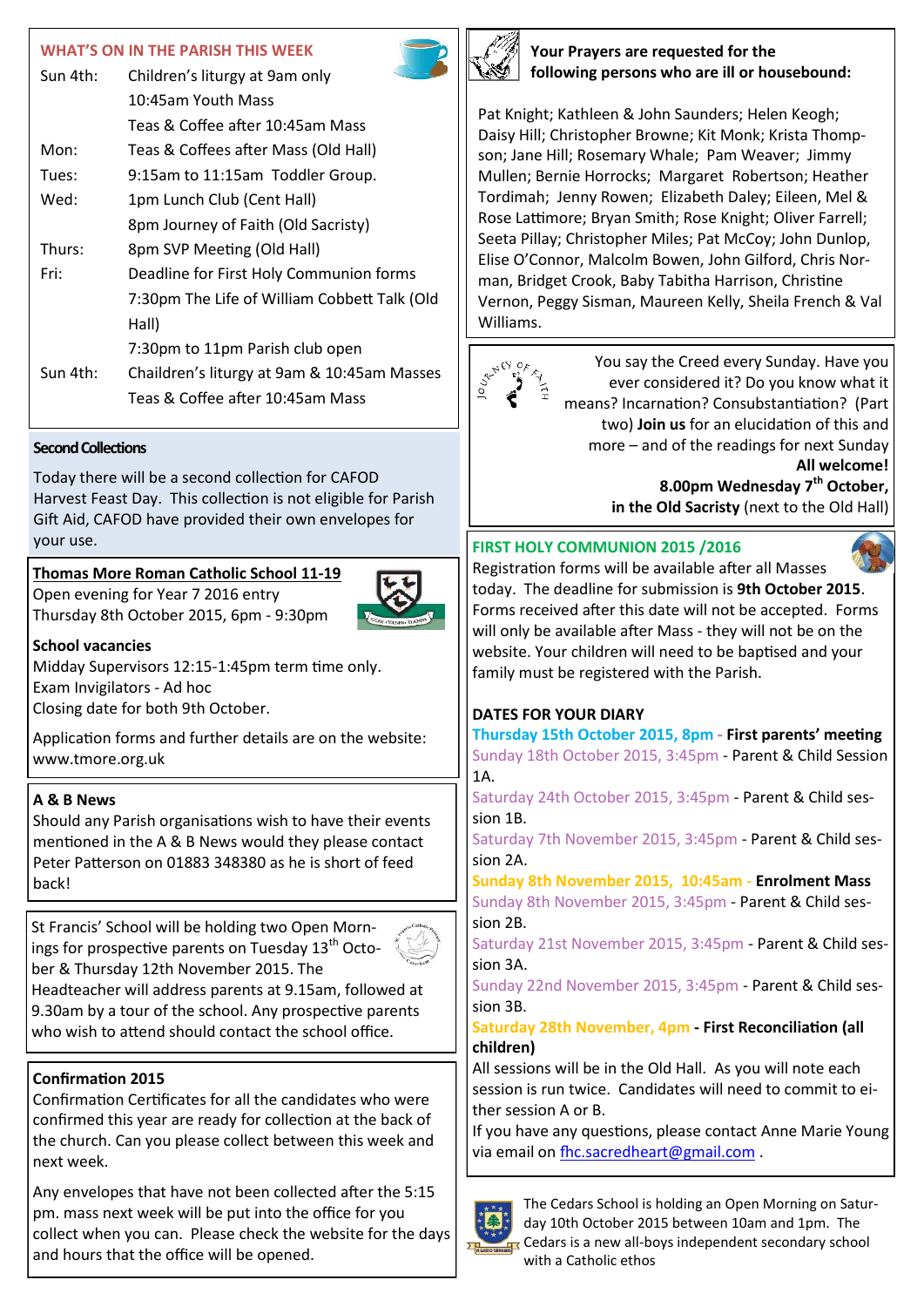## WHAT'S ON IN THE PARISH THIS WEEK

| | |
|---|---|
| Sun 4th: | Children's liturgy at 9am only |
| | 10:45am Youth Mass |
| | Teas & Coffee after 10:45am Mass |
| Mon: | Teas & Coffees after Mass (Old Hall) |
| Tues: | 9:15am to 11:15am Toddler Group. |
| Wed: | 1pm Lunch Club (Cent Hall) |
| | 8pm Journey of Faith (Old Sacristy) |
| Thurs: | 8pm SVP Meeting (Old Hall) |
| Fri: | Deadline for First Holy Communion forms |
| | 7:30pm The Life of William Cobbett Talk (Old Hall) |
| | 7:30pm to 11pm Parish club open |
| Sun 4th: | Chaildren's liturgy at 9am & 10:45am Masses |
| | Teas & Coffee after 10:45am Mass |

### Second Collections

Today there will be a second collection for CAFOD Harvest Feast Day. This collection is not eligible for Parish Gift Aid, CAFOD have provided their own envelopes for your use.

**Thomas More Roman Catholic School 11-19**

Open evening for Year 7 2016 entry
Thursday 8th October 2015, 6pm - 9:30pm

**School vacancies**

Midday Supervisors 12:15-1:45pm term time only.
Exam Invigilators - Ad hoc
Closing date for both 9th October.

Application forms and further details are on the website: www.tmore.org.uk

**A & B News**

Should any Parish organisations wish to have their events mentioned in the A & B News would they please contact Peter Patterson on 01883 348380 as he is short of feed back!

St Francis' School will be holding two Open Mornings for prospective parents on Tuesday 13th October & Thursday 12th November 2015. The Headteacher will address parents at 9.15am, followed at 9.30am by a tour of the school. Any prospective parents who wish to attend should contact the school office.

**Confirmation 2015**

Confirmation Certificates for all the candidates who were confirmed this year are ready for collection at the back of the church. Can you please collect between this week and next week.

Any envelopes that have not been collected after the 5:15 pm. mass next week will be put into the office for you collect when you can. Please check the website for the days and hours that the office will be opened.

**Your Prayers are requested for the following persons who are ill or housebound:**

Pat Knight; Kathleen & John Saunders; Helen Keogh; Daisy Hill; Christopher Browne; Kit Monk; Krista Thompson; Jane Hill; Rosemary Whale; Pam Weaver; Jimmy Mullen; Bernie Horrocks; Margaret Robertson; Heather Tordimah; Jenny Rowen; Elizabeth Daley; Eileen, Mel & Rose Lattimore; Bryan Smith; Rose Knight; Oliver Farrell; Seeta Pillay; Christopher Miles; Pat McCoy; John Dunlop, Elise O'Connor, Malcolm Bowen, John Gilford, Chris Norman, Bridget Crook, Baby Tabitha Harrison, Christine Vernon, Peggy Sisman, Maureen Kelly, Sheila French & Val Williams.

You say the Creed every Sunday. Have you ever considered it? Do you know what it means? Incarnation? Consubstantiation? (Part two) **Join us** for an elucidation of this and more – and of the readings for next Sunday **All welcome!**
**8.00pm Wednesday 7th October,**
**in the Old Sacristy** (next to the Old Hall)

### FIRST HOLY COMMUNION 2015 /2016

Registration forms will be available after all Masses today. The deadline for submission is **9th October 2015**. Forms received after this date will not be accepted. Forms will only be available after Mass - they will not be on the website. Your children will need to be baptised and your family must be registered with the Parish.

**DATES FOR YOUR DIARY**

**Thursday 15th October 2015, 8pm - First parents' meeting**
Sunday 18th October 2015, 3:45pm - Parent & Child Session 1A.
Saturday 24th October 2015, 3:45pm - Parent & Child session 1B.
Saturday 7th November 2015, 3:45pm - Parent & Child session 2A.
**Sunday 8th November 2015, 10:45am - Enrolment Mass**
Sunday 8th November 2015, 3:45pm - Parent & Child session 2B.
Saturday 21st November 2015, 3:45pm - Parent & Child session 3A.
Sunday 22nd November 2015, 3:45pm - Parent & Child session 3B.
**Saturday 28th November, 4pm - First Reconciliation (all children)**

All sessions will be in the Old Hall. As you will note each session is run twice. Candidates will need to commit to either session A or B.
If you have any questions, please contact Anne Marie Young via email on fhc.sacredheart@gmail.com .

The Cedars School is holding an Open Morning on Saturday 10th October 2015 between 10am and 1pm. The Cedars is a new all-boys independent secondary school with a Catholic ethos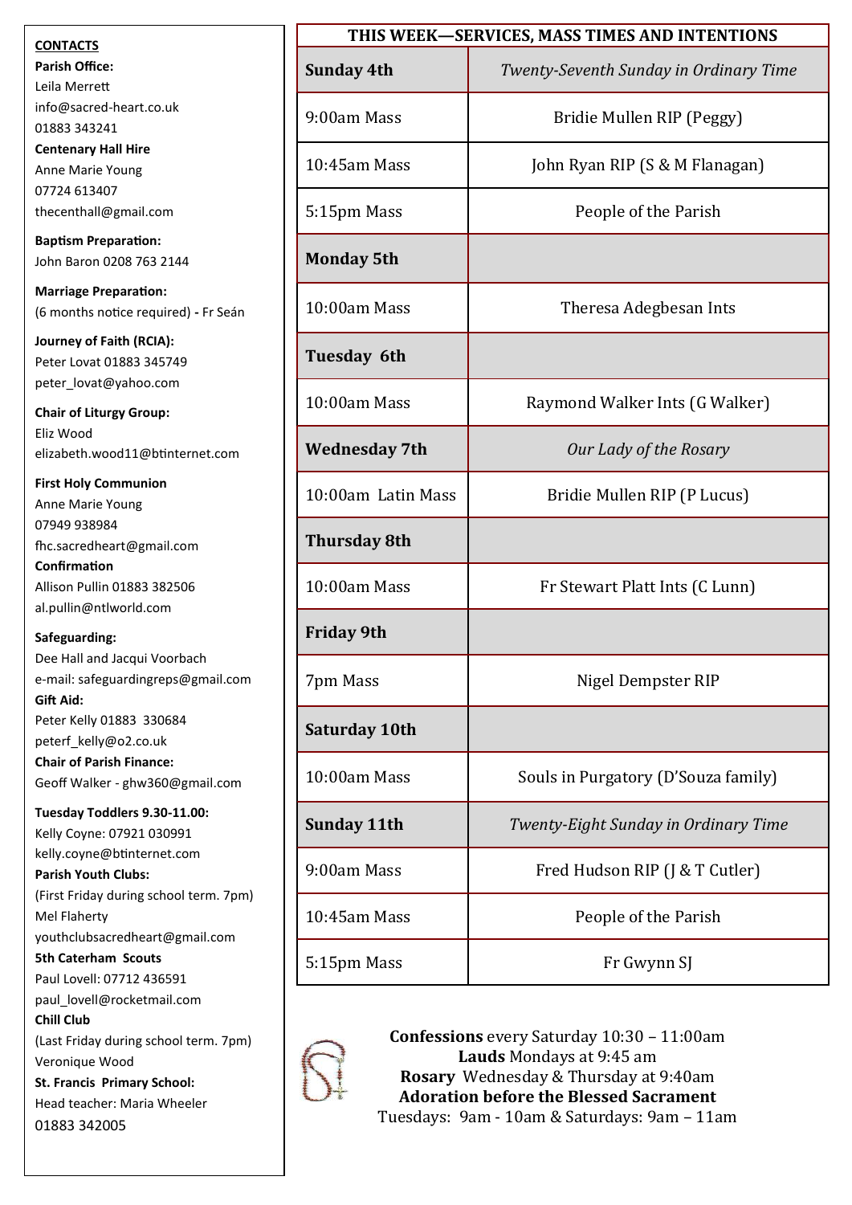**CONTACTS**

**Parish Office:**
Leila Merrett
info@sacred-heart.co.uk
01883 343241

**Centenary Hall Hire**
Anne Marie Young
07724 613407
thecenthall@gmail.com

**Baptism Preparation:**
John Baron 0208 763 2144

**Marriage Preparation:**
(6 months notice required) **-** Fr Seán

**Journey of Faith (RCIA):**
Peter Lovat 01883 345749
peter_lovat@yahoo.com

**Chair of Liturgy Group:**
Eliz Wood
elizabeth.wood11@btinternet.com

**First Holy Communion**
Anne Marie Young
07949 938984
fhc.sacredheart@gmail.com

**Confirmation**
Allison Pullin 01883 382506
al.pullin@ntlworld.com

**Safeguarding:**
Dee Hall and Jacqui Voorbach
e-mail: safeguardingreps@gmail.com

**Gift Aid:**
Peter Kelly 01883 330684
peterf_kelly@o2.co.uk

**Chair of Parish Finance:**
Geoff Walker - ghw360@gmail.com

**Tuesday Toddlers 9.30-11.00:**
Kelly Coyne: 07921 030991
kelly.coyne@btinternet.com

**Parish Youth Clubs:**
(First Friday during school term. 7pm)
Mel Flaherty
youthclubsacredheart@gmail.com

**5th Caterham Scouts**
Paul Lovell: 07712 436591
paul_lovell@rocketmail.com

**Chill Club**
(Last Friday during school term. 7pm)
Veronique Wood

**St. Francis Primary School:**
Head teacher: Maria Wheeler
01883 342005

## THIS WEEK—SERVICES, MASS TIMES AND INTENTIONS

| | |
|---|---|
| **Sunday 4th** | *Twenty-Seventh Sunday in Ordinary Time* |
| 9:00am Mass | Bridie Mullen RIP (Peggy) |
| 10:45am Mass | John Ryan RIP (S & M Flanagan) |
| 5:15pm Mass | People of the Parish |
| **Monday 5th** | |
| 10:00am Mass | Theresa Adegbesan Ints |
| **Tuesday 6th** | |
| 10:00am Mass | Raymond Walker Ints (G Walker) |
| **Wednesday 7th** | *Our Lady of the Rosary* |
| 10:00am Latin Mass | Bridie Mullen RIP (P Lucus) |
| **Thursday 8th** | |
| 10:00am Mass | Fr Stewart Platt Ints (C Lunn) |
| **Friday 9th** | |
| 7pm Mass | Nigel Dempster RIP |
| **Saturday 10th** | |
| 10:00am Mass | Souls in Purgatory (D'Souza family) |
| **Sunday 11th** | *Twenty-Eight Sunday in Ordinary Time* |
| 9:00am Mass | Fred Hudson RIP (J & T Cutler) |
| 10:45am Mass | People of the Parish |
| 5:15pm Mass | Fr Gwynn SJ |

**Confessions** every Saturday 10:30 – 11:00am
**Lauds** Mondays at 9:45 am
**Rosary** Wednesday & Thursday at 9:40am
**Adoration before the Blessed Sacrament**
Tuesdays: 9am - 10am & Saturdays: 9am – 11am